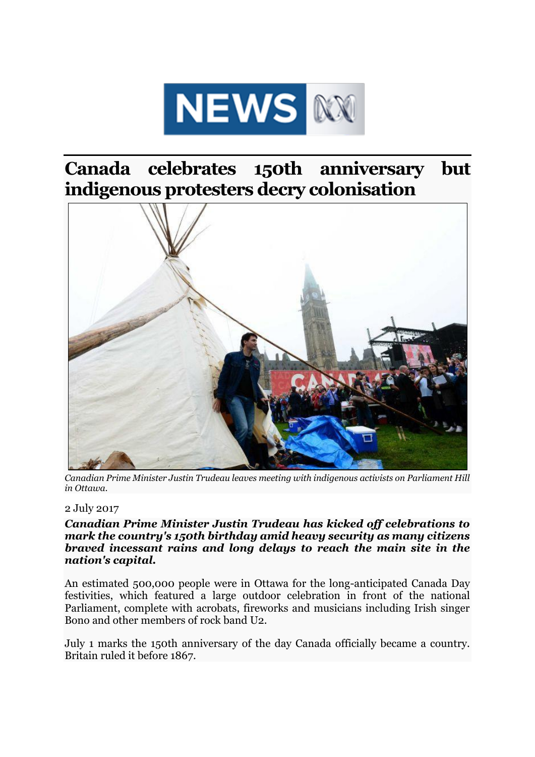# Canada celebrates 150th anniversary but indigenous protesters decry colonisation

*Canadian Prime Minister Justin Trudeau leaves meeting with indigenous activists on Parliament Hill in Ottawa.*

2 July 2017

***Canadian Prime Minister Justin Trudeau has kicked off celebrations to mark the country's 150th birthday amid heavy security as many citizens braved incessant rains and long delays to reach the main site in the nation's capital.***

An estimated 500,000 people were in Ottawa for the long-anticipated Canada Day festivities, which featured a large outdoor celebration in front of the national Parliament, complete with acrobats, fireworks and musicians including Irish singer Bono and other members of rock band U2.

July 1 marks the 150th anniversary of the day Canada officially became a country. Britain ruled it before 1867.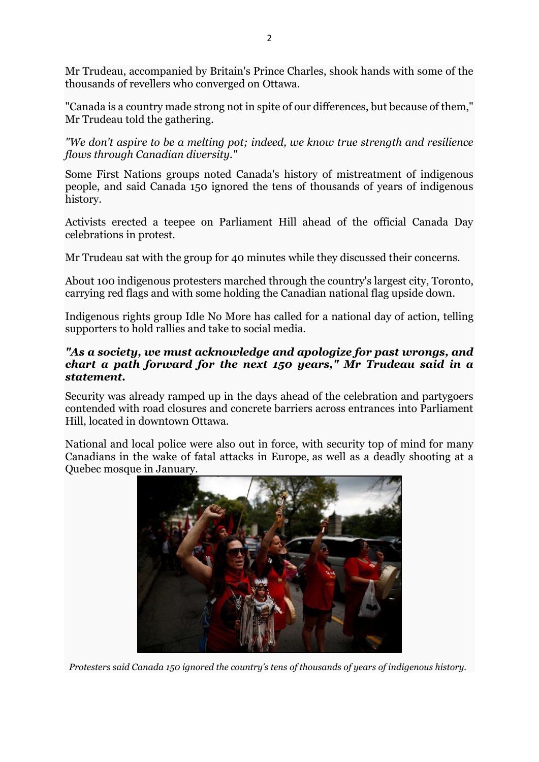Mr Trudeau, accompanied by Britain's Prince Charles, shook hands with some of the thousands of revellers who converged on Ottawa.

"Canada is a country made strong not in spite of our differences, but because of them," Mr Trudeau told the gathering.

*"We don't aspire to be a melting pot; indeed, we know true strength and resilience flows through Canadian diversity."*

Some First Nations groups noted Canada's history of mistreatment of indigenous people, and said Canada 150 ignored the tens of thousands of years of indigenous history.

Activists erected a teepee on Parliament Hill ahead of the official Canada Day celebrations in protest.

Mr Trudeau sat with the group for 40 minutes while they discussed their concerns.

About 100 indigenous protesters marched through the country's largest city, Toronto, carrying red flags and with some holding the Canadian national flag upside down.

Indigenous rights group Idle No More has called for a national day of action, telling supporters to hold rallies and take to social media.

***"As a society, we must acknowledge and apologize for past wrongs, and chart a path forward for the next 150 years," Mr Trudeau said in a statement.***

Security was already ramped up in the days ahead of the celebration and partygoers contended with road closures and concrete barriers across entrances into Parliament Hill, located in downtown Ottawa.

National and local police were also out in force, with security top of mind for many Canadians in the wake of fatal attacks in Europe, as well as a deadly shooting at a Quebec mosque in January.

*Protesters said Canada 150 ignored the country's tens of thousands of years of indigenous history.*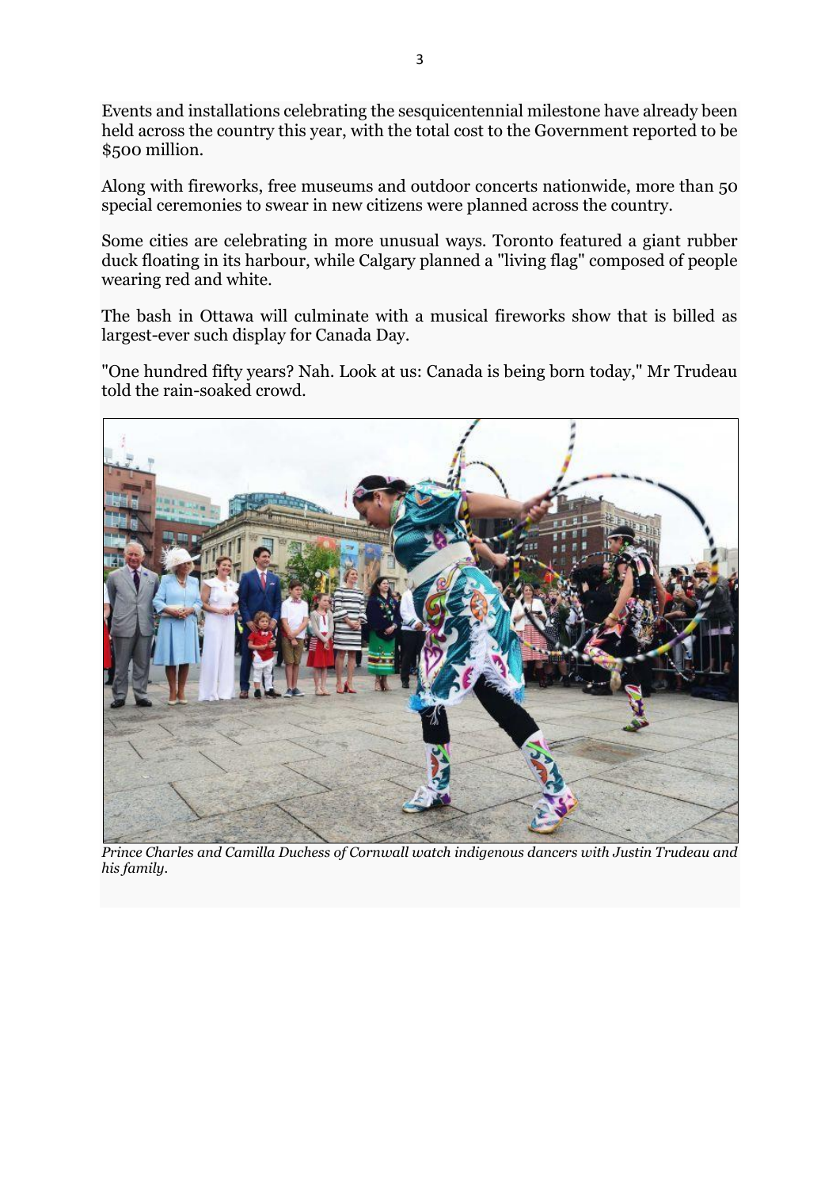Events and installations celebrating the sesquicentennial milestone have already been held across the country this year, with the total cost to the Government reported to be $500 million.

Along with fireworks, free museums and outdoor concerts nationwide, more than 50 special ceremonies to swear in new citizens were planned across the country.

Some cities are celebrating in more unusual ways. Toronto featured a giant rubber duck floating in its harbour, while Calgary planned a "living flag" composed of people wearing red and white.

The bash in Ottawa will culminate with a musical fireworks show that is billed as largest-ever such display for Canada Day.

"One hundred fifty years? Nah. Look at us: Canada is being born today," Mr Trudeau told the rain-soaked crowd.

*Prince Charles and Camilla Duchess of Cornwall watch indigenous dancers with Justin Trudeau and his family.*